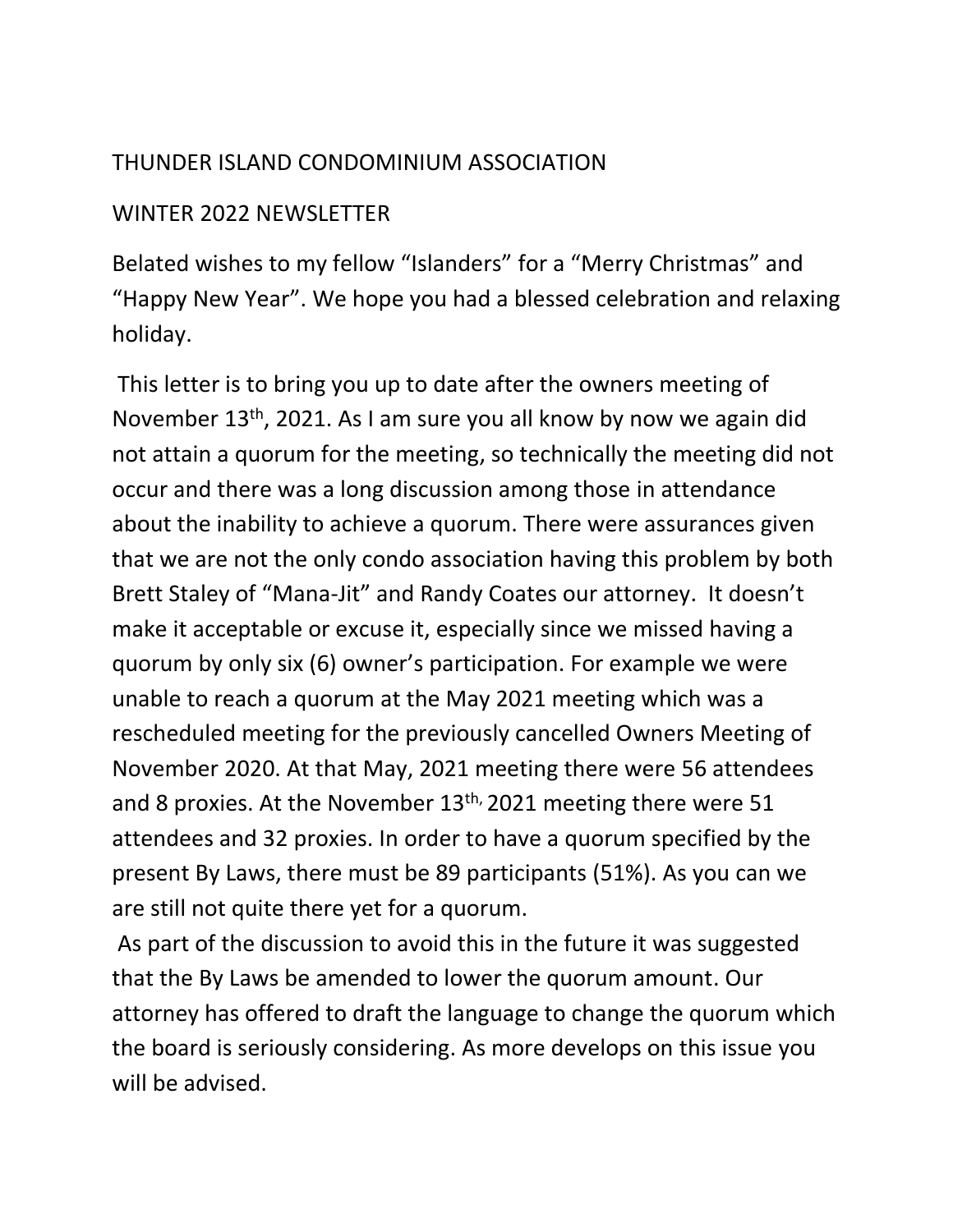# THUNDER ISLAND CONDOMINIUM ASSOCIATION

## WINTER 2022 NEWSLETTER

Belated wishes to my fellow "Islanders" for a "Merry Christmas" and "Happy New Year". We hope you had a blessed celebration and relaxing holiday.

This letter is to bring you up to date after the owners meeting of November 13th, 2021. As I am sure you all know by now we again did not attain a quorum for the meeting, so technically the meeting did not occur and there was a long discussion among those in attendance about the inability to achieve a quorum. There were assurances given that we are not the only condo association having this problem by both Brett Staley of "Mana-Jit" and Randy Coates our attorney. It doesn't make it acceptable or excuse it, especially since we missed having a quorum by only six (6) owner's participation. For example we were unable to reach a quorum at the May 2021 meeting which was a rescheduled meeting for the previously cancelled Owners Meeting of November 2020. At that May, 2021 meeting there were 56 attendees and 8 proxies. At the November 13th, 2021 meeting there were 51 attendees and 32 proxies. In order to have a quorum specified by the present By Laws, there must be 89 participants (51%). As you can we are still not quite there yet for a quorum.

As part of the discussion to avoid this in the future it was suggested that the By Laws be amended to lower the quorum amount. Our attorney has offered to draft the language to change the quorum which the board is seriously considering. As more develops on this issue you will be advised.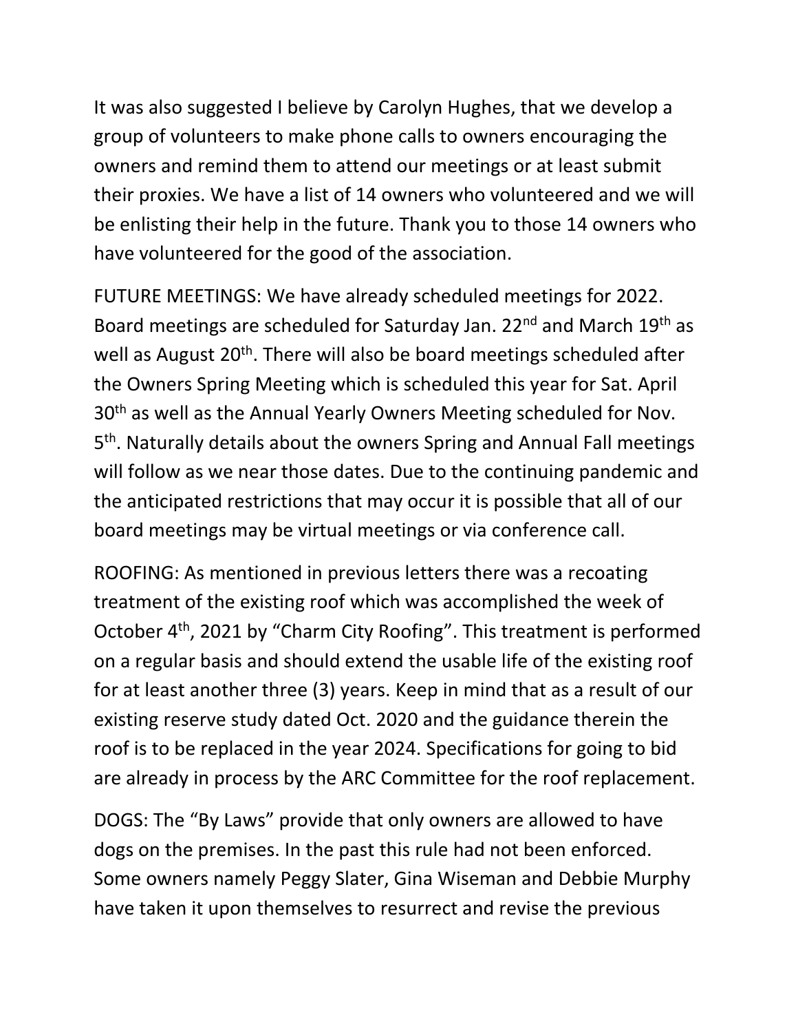It was also suggested I believe by Carolyn Hughes, that we develop a group of volunteers to make phone calls to owners encouraging the owners and remind them to attend our meetings or at least submit their proxies. We have a list of 14 owners who volunteered and we will be enlisting their help in the future. Thank you to those 14 owners who have volunteered for the good of the association.

FUTURE MEETINGS: We have already scheduled meetings for 2022. Board meetings are scheduled for Saturday Jan. 22nd and March 19th as well as August 20th. There will also be board meetings scheduled after the Owners Spring Meeting which is scheduled this year for Sat. April 30th as well as the Annual Yearly Owners Meeting scheduled for Nov. 5th. Naturally details about the owners Spring and Annual Fall meetings will follow as we near those dates. Due to the continuing pandemic and the anticipated restrictions that may occur it is possible that all of our board meetings may be virtual meetings or via conference call.

ROOFING: As mentioned in previous letters there was a recoating treatment of the existing roof which was accomplished the week of October 4th, 2021 by "Charm City Roofing". This treatment is performed on a regular basis and should extend the usable life of the existing roof for at least another three (3) years. Keep in mind that as a result of our existing reserve study dated Oct. 2020 and the guidance therein the roof is to be replaced in the year 2024. Specifications for going to bid are already in process by the ARC Committee for the roof replacement.

DOGS: The "By Laws" provide that only owners are allowed to have dogs on the premises. In the past this rule had not been enforced. Some owners namely Peggy Slater, Gina Wiseman and Debbie Murphy have taken it upon themselves to resurrect and revise the previous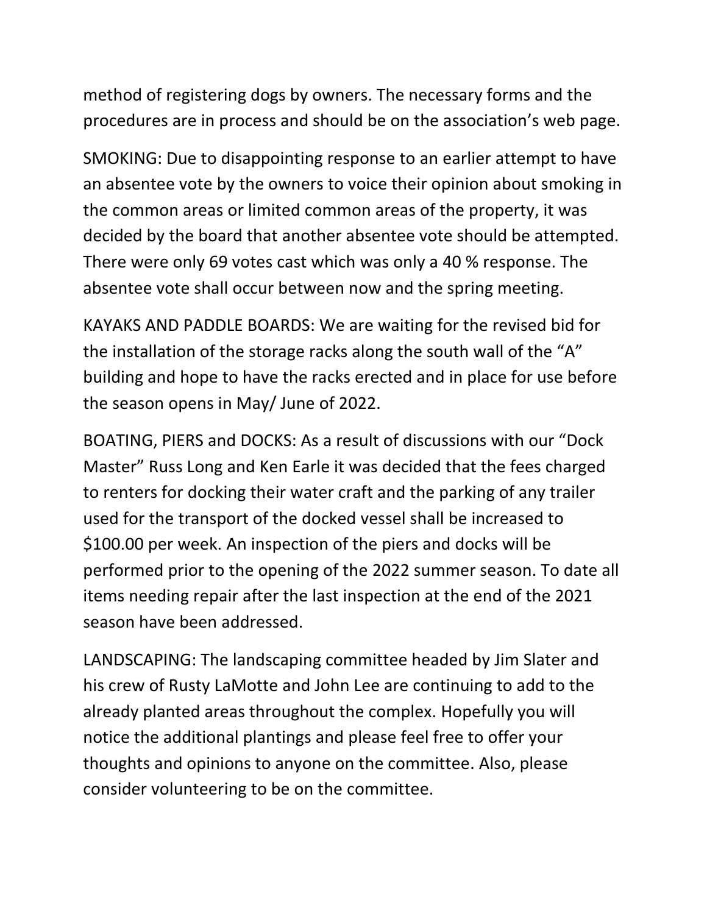method of registering dogs by owners. The necessary forms and the procedures are in process and should be on the association's web page.

SMOKING: Due to disappointing response to an earlier attempt to have an absentee vote by the owners to voice their opinion about smoking in the common areas or limited common areas of the property, it was decided by the board that another absentee vote should be attempted. There were only 69 votes cast which was only a 40 % response. The absentee vote shall occur between now and the spring meeting.

KAYAKS AND PADDLE BOARDS: We are waiting for the revised bid for the installation of the storage racks along the south wall of the "A" building and hope to have the racks erected and in place for use before the season opens in May/ June of 2022.

BOATING, PIERS and DOCKS: As a result of discussions with our "Dock Master" Russ Long and Ken Earle it was decided that the fees charged to renters for docking their water craft and the parking of any trailer used for the transport of the docked vessel shall be increased to $100.00 per week. An inspection of the piers and docks will be performed prior to the opening of the 2022 summer season. To date all items needing repair after the last inspection at the end of the 2021 season have been addressed.

LANDSCAPING: The landscaping committee headed by Jim Slater and his crew of Rusty LaMotte and John Lee are continuing to add to the already planted areas throughout the complex. Hopefully you will notice the additional plantings and please feel free to offer your thoughts and opinions to anyone on the committee. Also, please consider volunteering to be on the committee.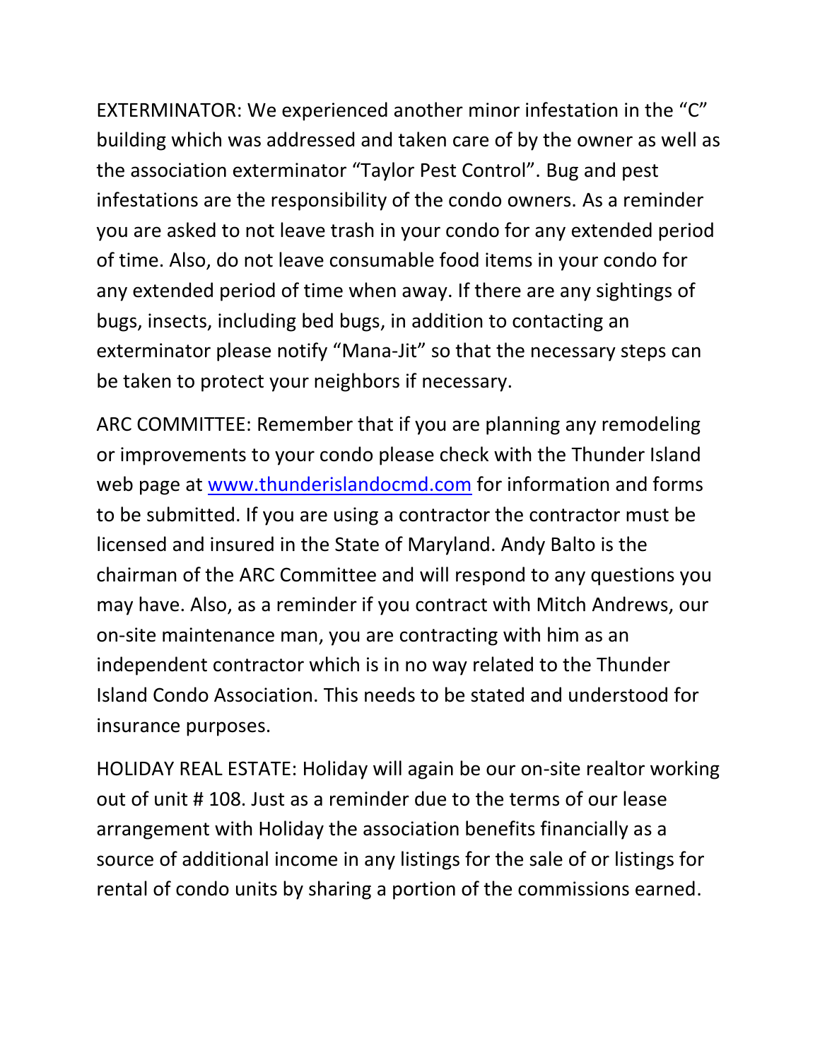EXTERMINATOR: We experienced another minor infestation in the “C” building which was addressed and taken care of by the owner as well as the association exterminator “Taylor Pest Control”. Bug and pest infestations are the responsibility of the condo owners. As a reminder you are asked to not leave trash in your condo for any extended period of time. Also, do not leave consumable food items in your condo for any extended period of time when away. If there are any sightings of bugs, insects, including bed bugs, in addition to contacting an exterminator please notify “Mana-Jit” so that the necessary steps can be taken to protect your neighbors if necessary.

ARC COMMITTEE: Remember that if you are planning any remodeling or improvements to your condo please check with the Thunder Island web page at [www.thunderislandocmd.com](http://www.thunderislandocmd.com) for information and forms to be submitted. If you are using a contractor the contractor must be licensed and insured in the State of Maryland. Andy Balto is the chairman of the ARC Committee and will respond to any questions you may have. Also, as a reminder if you contract with Mitch Andrews, our on-site maintenance man, you are contracting with him as an independent contractor which is in no way related to the Thunder Island Condo Association. This needs to be stated and understood for insurance purposes.

HOLIDAY REAL ESTATE: Holiday will again be our on-site realtor working out of unit # 108. Just as a reminder due to the terms of our lease arrangement with Holiday the association benefits financially as a source of additional income in any listings for the sale of or listings for rental of condo units by sharing a portion of the commissions earned.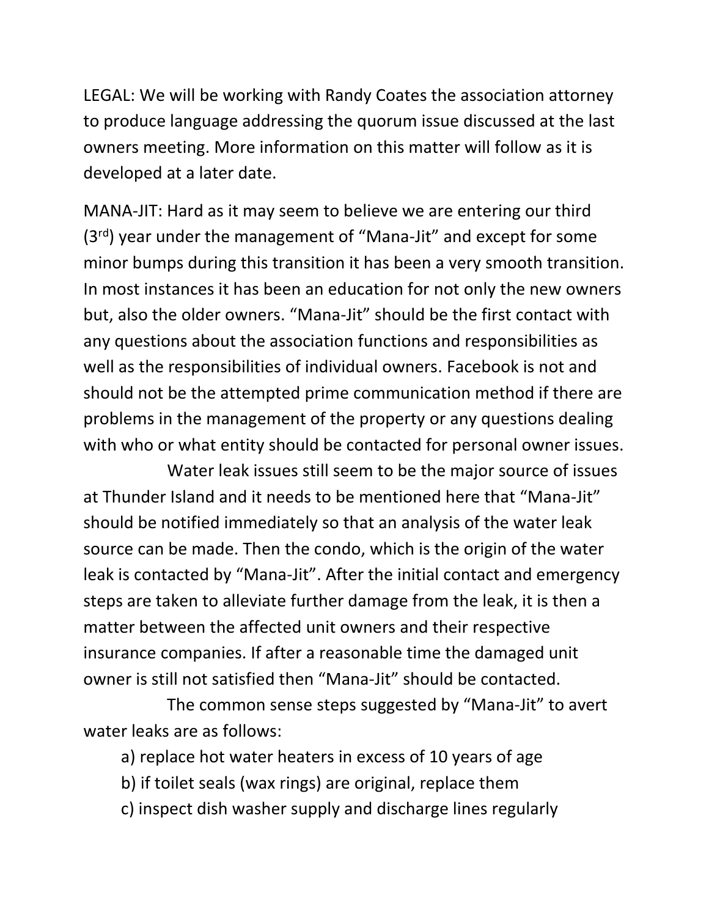LEGAL: We will be working with Randy Coates the association attorney to produce language addressing the quorum issue discussed at the last owners meeting. More information on this matter will follow as it is developed at a later date.

MANA-JIT: Hard as it may seem to believe we are entering our third (3rd) year under the management of "Mana-Jit" and except for some minor bumps during this transition it has been a very smooth transition. In most instances it has been an education for not only the new owners but, also the older owners. "Mana-Jit" should be the first contact with any questions about the association functions and responsibilities as well as the responsibilities of individual owners. Facebook is not and should not be the attempted prime communication method if there are problems in the management of the property or any questions dealing with who or what entity should be contacted for personal owner issues.

Water leak issues still seem to be the major source of issues at Thunder Island and it needs to be mentioned here that "Mana-Jit" should be notified immediately so that an analysis of the water leak source can be made. Then the condo, which is the origin of the water leak is contacted by "Mana-Jit". After the initial contact and emergency steps are taken to alleviate further damage from the leak, it is then a matter between the affected unit owners and their respective insurance companies. If after a reasonable time the damaged unit owner is still not satisfied then "Mana-Jit" should be contacted.

The common sense steps suggested by "Mana-Jit" to avert water leaks are as follows:

a) replace hot water heaters in excess of 10 years of age
b) if toilet seals (wax rings) are original, replace them
c) inspect dish washer supply and discharge lines regularly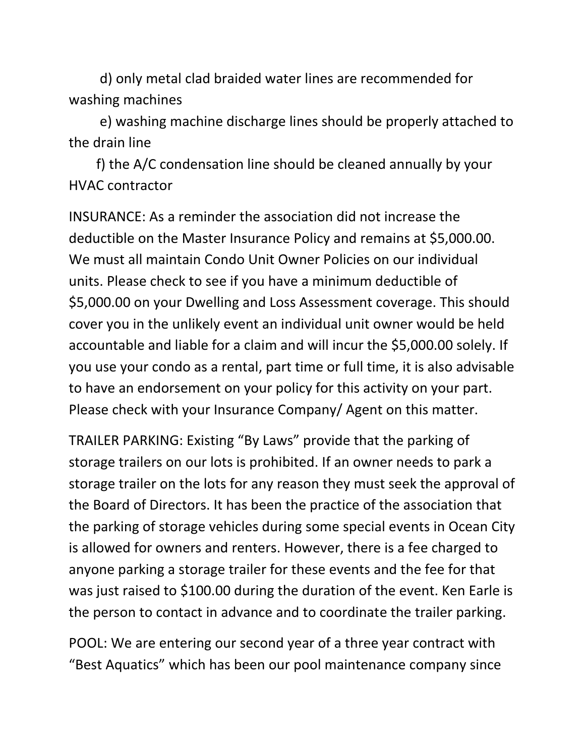d) only metal clad braided water lines are recommended for washing machines

e) washing machine discharge lines should be properly attached to the drain line

f) the A/C condensation line should be cleaned annually by your HVAC contractor

INSURANCE: As a reminder the association did not increase the deductible on the Master Insurance Policy and remains at $5,000.00. We must all maintain Condo Unit Owner Policies on our individual units. Please check to see if you have a minimum deductible of $5,000.00 on your Dwelling and Loss Assessment coverage. This should cover you in the unlikely event an individual unit owner would be held accountable and liable for a claim and will incur the $5,000.00 solely. If you use your condo as a rental, part time or full time, it is also advisable to have an endorsement on your policy for this activity on your part. Please check with your Insurance Company/ Agent on this matter.

TRAILER PARKING: Existing "By Laws" provide that the parking of storage trailers on our lots is prohibited. If an owner needs to park a storage trailer on the lots for any reason they must seek the approval of the Board of Directors. It has been the practice of the association that the parking of storage vehicles during some special events in Ocean City is allowed for owners and renters. However, there is a fee charged to anyone parking a storage trailer for these events and the fee for that was just raised to $100.00 during the duration of the event. Ken Earle is the person to contact in advance and to coordinate the trailer parking.

POOL: We are entering our second year of a three year contract with "Best Aquatics" which has been our pool maintenance company since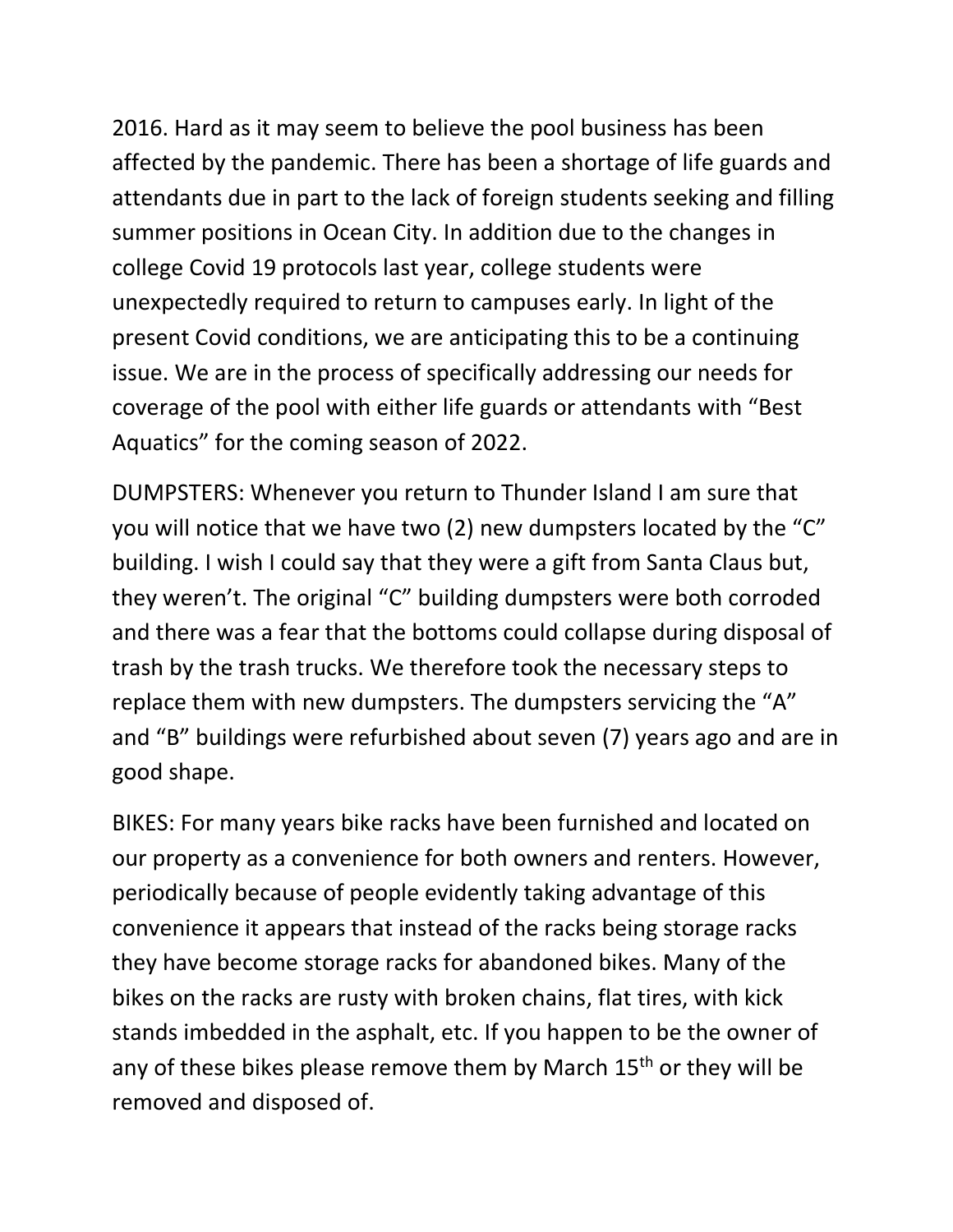2016. Hard as it may seem to believe the pool business has been affected by the pandemic. There has been a shortage of life guards and attendants due in part to the lack of foreign students seeking and filling summer positions in Ocean City. In addition due to the changes in college Covid 19 protocols last year, college students were unexpectedly required to return to campuses early. In light of the present Covid conditions, we are anticipating this to be a continuing issue. We are in the process of specifically addressing our needs for coverage of the pool with either life guards or attendants with "Best Aquatics" for the coming season of 2022.

DUMPSTERS: Whenever you return to Thunder Island I am sure that you will notice that we have two (2) new dumpsters located by the "C" building. I wish I could say that they were a gift from Santa Claus but, they weren't. The original "C" building dumpsters were both corroded and there was a fear that the bottoms could collapse during disposal of trash by the trash trucks. We therefore took the necessary steps to replace them with new dumpsters. The dumpsters servicing the "A" and "B" buildings were refurbished about seven (7) years ago and are in good shape.

BIKES: For many years bike racks have been furnished and located on our property as a convenience for both owners and renters. However, periodically because of people evidently taking advantage of this convenience it appears that instead of the racks being storage racks they have become storage racks for abandoned bikes. Many of the bikes on the racks are rusty with broken chains, flat tires, with kick stands imbedded in the asphalt, etc. If you happen to be the owner of any of these bikes please remove them by March 15th or they will be removed and disposed of.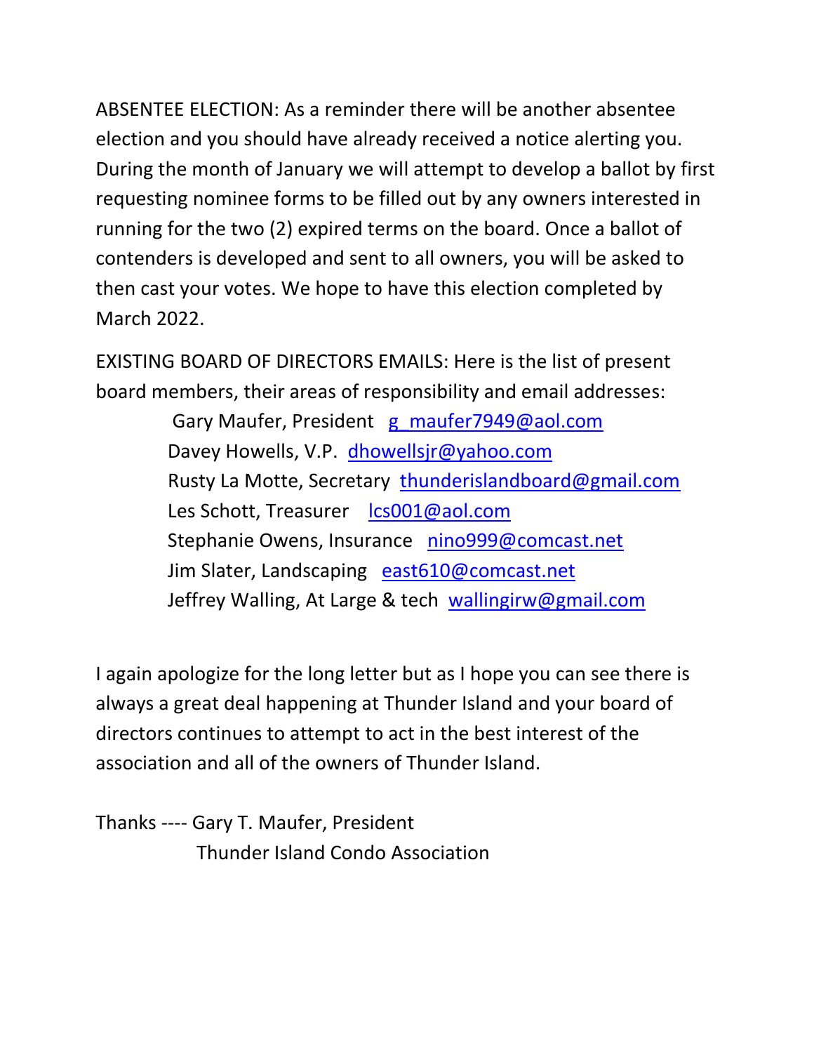ABSENTEE ELECTION: As a reminder there will be another absentee election and you should have already received a notice alerting you. During the month of January we will attempt to develop a ballot by first requesting nominee forms to be filled out by any owners interested in running for the two (2) expired terms on the board. Once a ballot of contenders is developed and sent to all owners, you will be asked to then cast your votes. We hope to have this election completed by March 2022.

EXISTING BOARD OF DIRECTORS EMAILS: Here is the list of present board members, their areas of responsibility and email addresses:

Gary Maufer, President   g_maufer7949@aol.com
Davey Howells, V.P.  dhowellsjr@yahoo.com
Rusty La Motte, Secretary  thunderislandboard@gmail.com
Les Schott, Treasurer   lcs001@aol.com
Stephanie Owens, Insurance   nino999@comcast.net
Jim Slater, Landscaping   east610@comcast.net
Jeffrey Walling, At Large & tech  wallingirw@gmail.com

I again apologize for the long letter but as I hope you can see there is always a great deal happening at Thunder Island and your board of directors continues to attempt to act in the best interest of the association and all of the owners of Thunder Island.

Thanks ---- Gary T. Maufer, President
Thunder Island Condo Association